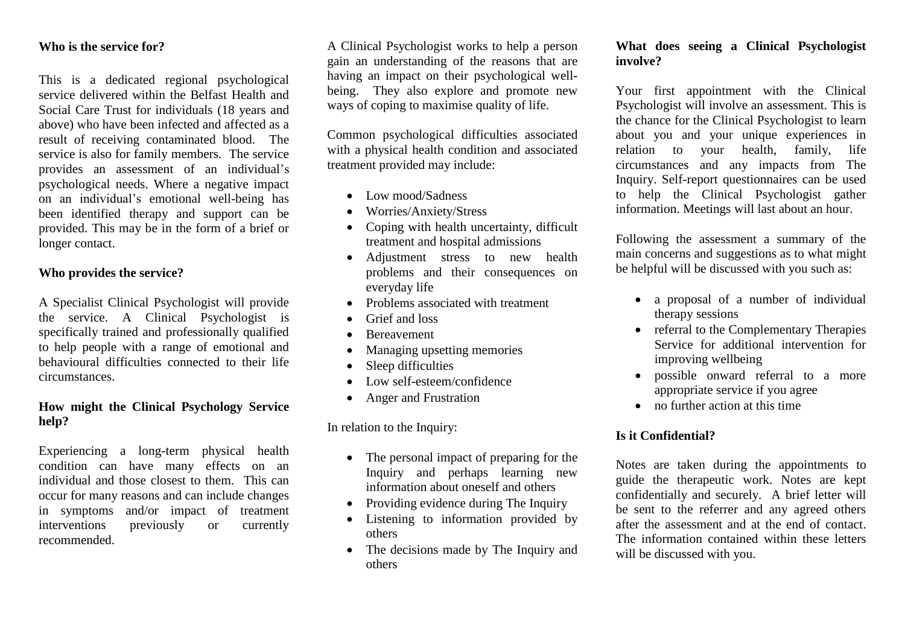## Who is the service for?

This is a dedicated regional psychological service delivered within the Belfast Health and Social Care Trust for individuals (18 years and above) who have been infected and affected as a result of receiving contaminated blood. The service is also for family members. The service provides an assessment of an individual's psychological needs. Where a negative impact on an individual's emotional well-being has been identified therapy and support can be provided. This may be in the form of a brief or longer contact.

## Who provides the service?

A Specialist Clinical Psychologist will provide the service. A Clinical Psychologist is specifically trained and professionally qualified to help people with a range of emotional and behavioural difficulties connected to their life circumstances.

## How might the Clinical Psychology Service help?

Experiencing a long-term physical health condition can have many effects on an individual and those closest to them. This can occur for many reasons and can include changes in symptoms and/or impact of treatment interventions previously or currently recommended.

A Clinical Psychologist works to help a person gain an understanding of the reasons that are having an impact on their psychological well-being. They also explore and promote new ways of coping to maximise quality of life.

Common psychological difficulties associated with a physical health condition and associated treatment provided may include:

- Low mood/Sadness
- Worries/Anxiety/Stress
- Coping with health uncertainty, difficult treatment and hospital admissions
- Adjustment stress to new health problems and their consequences on everyday life
- Problems associated with treatment
- Grief and loss
- Bereavement
- Managing upsetting memories
- Sleep difficulties
- Low self-esteem/confidence
- Anger and Frustration

In relation to the Inquiry:

- The personal impact of preparing for the Inquiry and perhaps learning new information about oneself and others
- Providing evidence during The Inquiry
- Listening to information provided by others
- The decisions made by The Inquiry and others

## What does seeing a Clinical Psychologist involve?

Your first appointment with the Clinical Psychologist will involve an assessment. This is the chance for the Clinical Psychologist to learn about you and your unique experiences in relation to your health, family, life circumstances and any impacts from The Inquiry. Self-report questionnaires can be used to help the Clinical Psychologist gather information. Meetings will last about an hour.

Following the assessment a summary of the main concerns and suggestions as to what might be helpful will be discussed with you such as:

- a proposal of a number of individual therapy sessions
- referral to the Complementary Therapies Service for additional intervention for improving wellbeing
- possible onward referral to a more appropriate service if you agree
- no further action at this time

## Is it Confidential?

Notes are taken during the appointments to guide the therapeutic work. Notes are kept confidentially and securely. A brief letter will be sent to the referrer and any agreed others after the assessment and at the end of contact. The information contained within these letters will be discussed with you.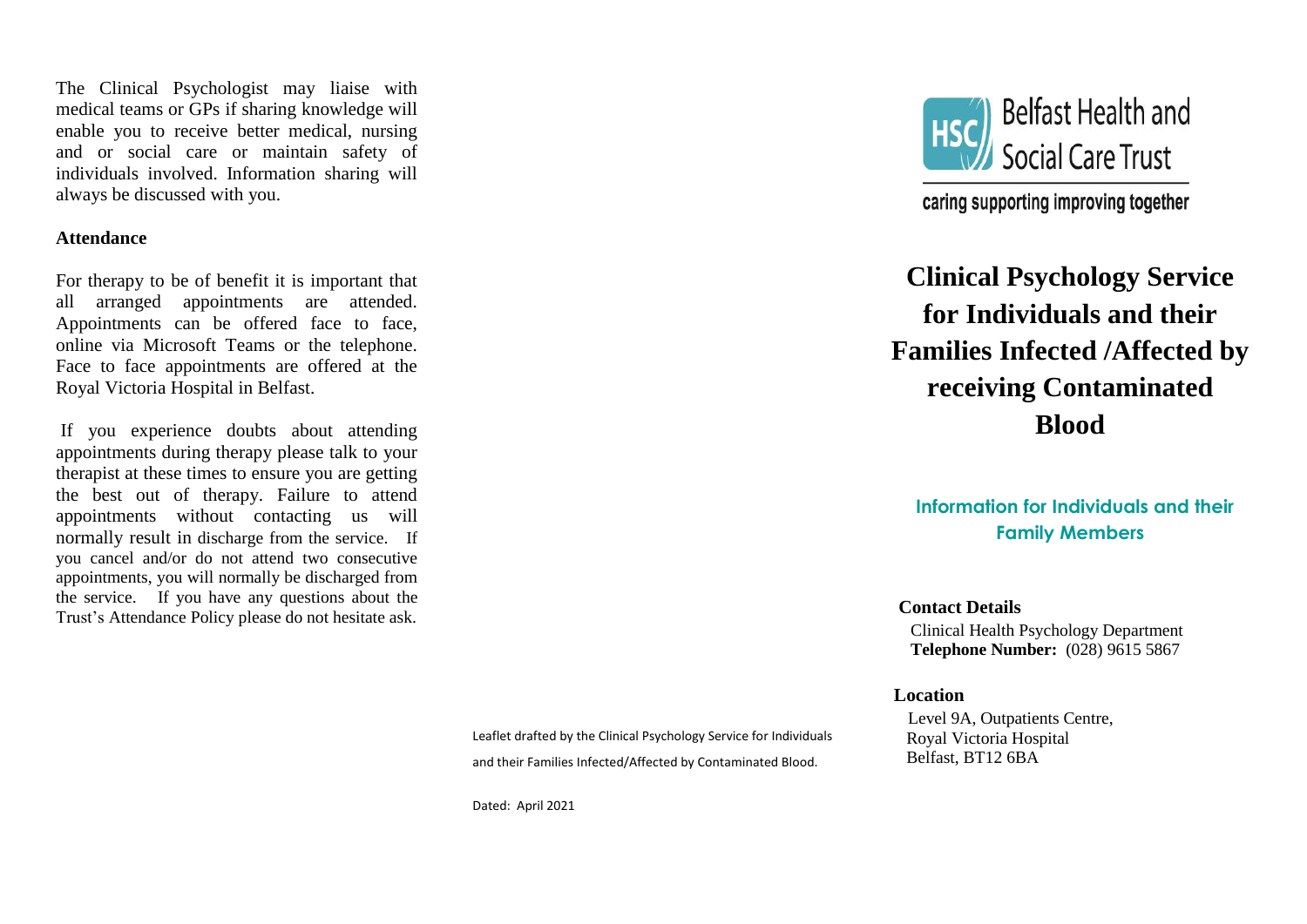The Clinical Psychologist may liaise with medical teams or GPs if sharing knowledge will enable you to receive better medical, nursing and or social care or maintain safety of individuals involved. Information sharing will always be discussed with you.

**Attendance**

For therapy to be of benefit it is important that all arranged appointments are attended. Appointments can be offered face to face, online via Microsoft Teams or the telephone. Face to face appointments are offered at the Royal Victoria Hospital in Belfast.

If you experience doubts about attending appointments during therapy please talk to your therapist at these times to ensure you are getting the best out of therapy. Failure to attend appointments without contacting us will normally result in discharge from the service. If you cancel and/or do not attend two consecutive appointments, you will normally be discharged from the service. If you have any questions about the Trust's Attendance Policy please do not hesitate ask.

Leaflet drafted by the Clinical Psychology Service for Individuals and their Families Infected/Affected by Contaminated Blood.

Dated: April 2021

Belfast Health and Social Care Trust

caring supporting improving together

# Clinical Psychology Service for Individuals and their Families Infected /Affected by receiving Contaminated Blood

## Information for Individuals and their Family Members

**Contact Details**

Clinical Health Psychology Department

**Telephone Number:** (028) 9615 5867

**Location**

Level 9A, Outpatients Centre,
Royal Victoria Hospital
Belfast, BT12 6BA